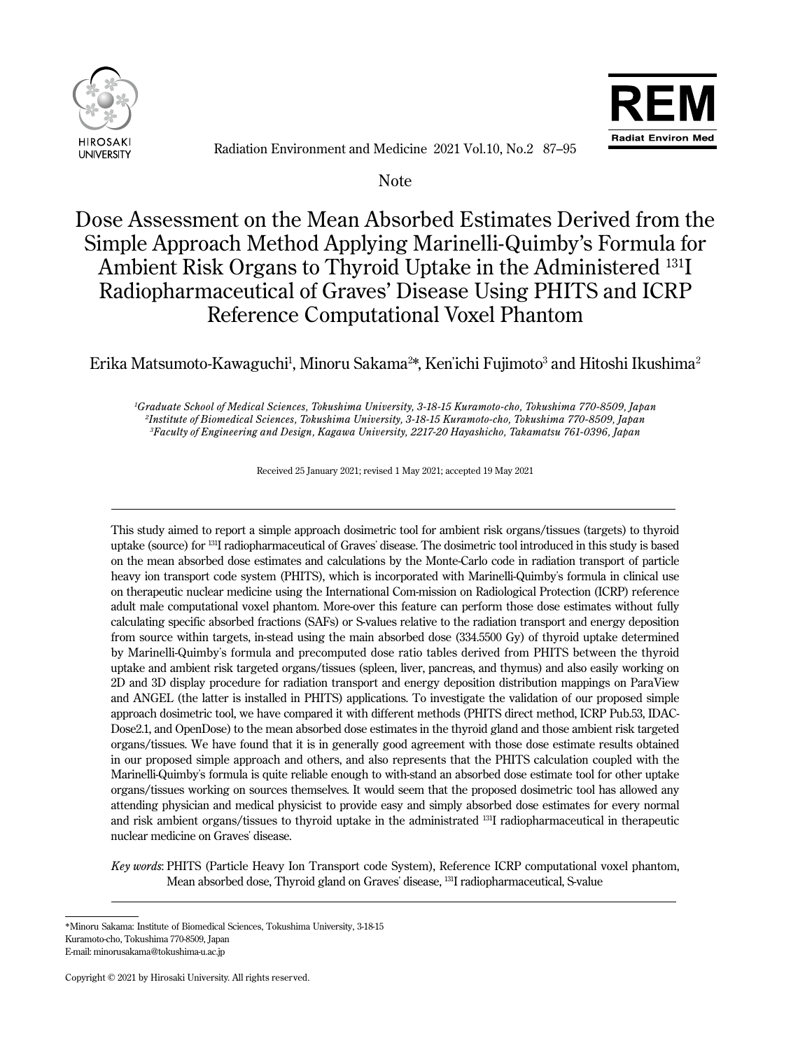Note

# Dose Assessment on the Mean Absorbed Estimates Derived from the Simple Approach Method Applying Marinelli-Quimby's Formula for Ambient Risk Organs to Thyroid Uptake in the Administered $^{131}$I Radiopharmaceutical of Graves' Disease Using PHITS and ICRP Reference Computational Voxel Phantom

Erika Matsumoto-Kawaguchi[1], Minoru Sakama[2]*, Ken'ichi Fujimoto[3] and Hitoshi Ikushima[2]

*[1]Graduate School of Medical Sciences, Tokushima University, 3-18-15 Kuramoto-cho, Tokushima 770-8509, Japan*
*[2]Institute of Biomedical Sciences, Tokushima University, 3-18-15 Kuramoto-cho, Tokushima 770-8509, Japan*
*[3]Faculty of Engineering and Design, Kagawa University, 2217-20 Hayashicho, Takamatsu 761-0396, Japan*

Received 25 January 2021; revised 1 May 2021; accepted 19 May 2021

---

This study aimed to report a simple approach dosimetric tool for ambient risk organs/tissues (targets) to thyroid uptake (source) for $^{131}$I radiopharmaceutical of Graves' disease. The dosimetric tool introduced in this study is based on the mean absorbed dose estimates and calculations by the Monte-Carlo code in radiation transport of particle heavy ion transport code system (PHITS), which is incorporated with Marinelli-Quimby's formula in clinical use on therapeutic nuclear medicine using the International Com-mission on Radiological Protection (ICRP) reference adult male computational voxel phantom. More-over this feature can perform those dose estimates without fully calculating specific absorbed fractions (SAFs) or S-values relative to the radiation transport and energy deposition from source within targets, in-stead using the main absorbed dose (334.5500 Gy) of thyroid uptake determined by Marinelli-Quimby's formula and precomputed dose ratio tables derived from PHITS between the thyroid uptake and ambient risk targeted organs/tissues (spleen, liver, pancreas, and thymus) and also easily working on 2D and 3D display procedure for radiation transport and energy deposition distribution mappings on ParaView and ANGEL (the latter is installed in PHITS) applications. To investigate the validation of our proposed simple approach dosimetric tool, we have compared it with different methods (PHITS direct method, ICRP Pub.53, IDAC-Dose2.1, and OpenDose) to the mean absorbed dose estimates in the thyroid gland and those ambient risk targeted organs/tissues. We have found that it is in generally good agreement with those dose estimate results obtained in our proposed simple approach and others, and also represents that the PHITS calculation coupled with the Marinelli-Quimby's formula is quite reliable enough to with-stand an absorbed dose estimate tool for other uptake organs/tissues working on sources themselves. It would seem that the proposed dosimetric tool has allowed any attending physician and medical physicist to provide easy and simply absorbed dose estimates for every normal and risk ambient organs/tissues to thyroid uptake in the administrated $^{131}$I radiopharmaceutical in therapeutic nuclear medicine on Graves' disease.

*Key words*: PHITS (Particle Heavy Ion Transport code System), Reference ICRP computational voxel phantom, Mean absorbed dose, Thyroid gland on Graves' disease, $^{131}$I radiopharmaceutical, S-value

---

*Minoru Sakama: Institute of Biomedical Sciences, Tokushima University, 3-18-15 Kuramoto-cho, Tokushima 770-8509, Japan
E-mail: minorusakama@tokushima-u.ac.jp

Copyright © 2021 by Hirosaki University. All rights reserved.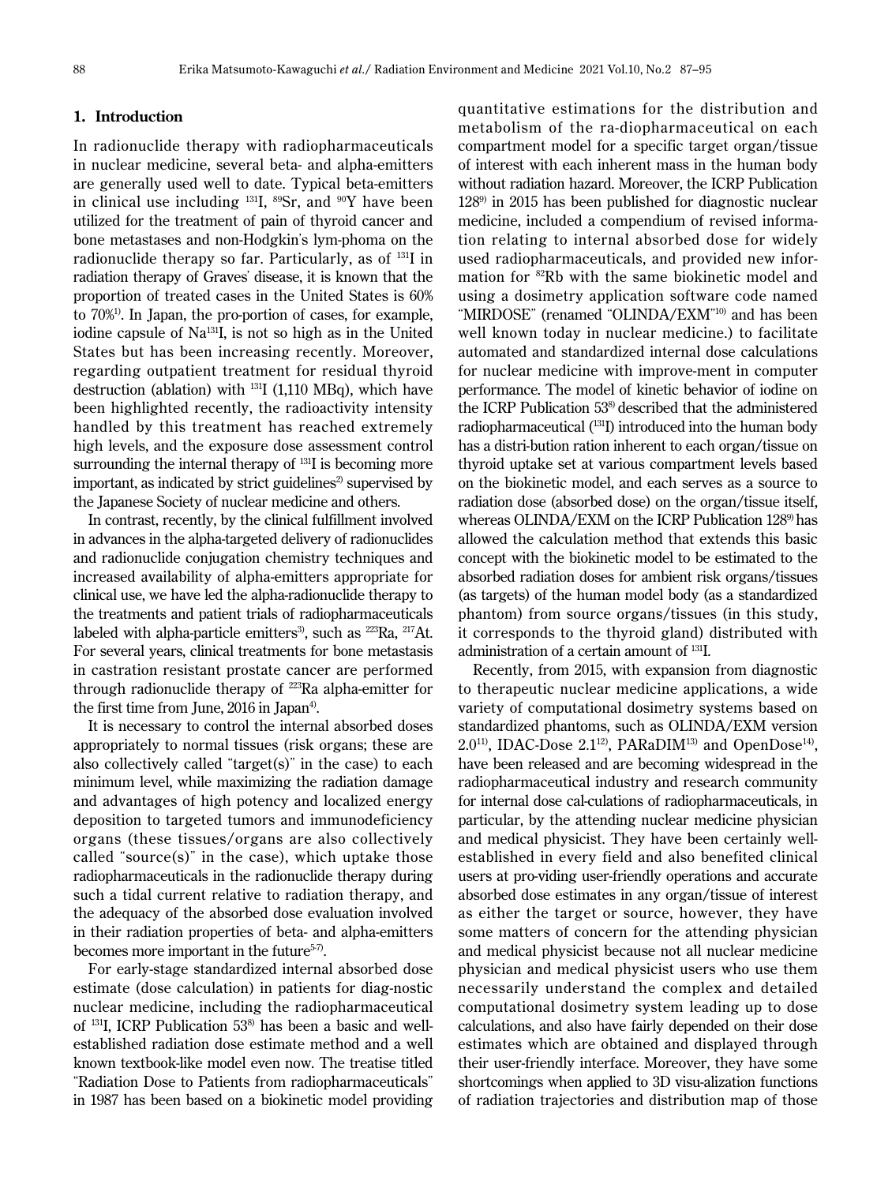## 1. Introduction

In radionuclide therapy with radiopharmaceuticals in nuclear medicine, several beta- and alpha-emitters are generally used well to date. Typical beta-emitters in clinical use including $^{131}I$, $^{89}Sr$, and $^{90}Y$ have been utilized for the treatment of pain of thyroid cancer and bone metastases and non-Hodgkin's lym-phoma on the radionuclide therapy so far. Particularly, as of $^{131}I$ in radiation therapy of Graves' disease, it is known that the proportion of treated cases in the United States is 60% to 70%[1]. In Japan, the pro-portion of cases, for example, iodine capsule of $Na^{131}I$, is not so high as in the United States but has been increasing recently. Moreover, regarding outpatient treatment for residual thyroid destruction (ablation) with $^{131}I$ (1,110 MBq), which have been highlighted recently, the radioactivity intensity handled by this treatment has reached extremely high levels, and the exposure dose assessment control surrounding the internal therapy of $^{131}I$ is becoming more important, as indicated by strict guidelines[2] supervised by the Japanese Society of nuclear medicine and others.

In contrast, recently, by the clinical fulfillment involved in advances in the alpha-targeted delivery of radionuclides and radionuclide conjugation chemistry techniques and increased availability of alpha-emitters appropriate for clinical use, we have led the alpha-radionuclide therapy to the treatments and patient trials of radiopharmaceuticals labeled with alpha-particle emitters[3], such as $^{223}Ra$, $^{217}At$. For several years, clinical treatments for bone metastasis in castration resistant prostate cancer are performed through radionuclide therapy of $^{223}Ra$ alpha-emitter for the first time from June, 2016 in Japan[4].

It is necessary to control the internal absorbed doses appropriately to normal tissues (risk organs; these are also collectively called "target(s)" in the case) to each minimum level, while maximizing the radiation damage and advantages of high potency and localized energy deposition to targeted tumors and immunodeficiency organs (these tissues/organs are also collectively called "source(s)" in the case), which uptake those radiopharmaceuticals in the radionuclide therapy during such a tidal current relative to radiation therapy, and the adequacy of the absorbed dose evaluation involved in their radiation properties of beta- and alpha-emitters becomes more important in the future[5-7].

For early-stage standardized internal absorbed dose estimate (dose calculation) in patients for diag-nostic nuclear medicine, including the radiopharmaceutical of $^{131}I$, ICRP Publication 53[8] has been a basic and well-established radiation dose estimate method and a well known textbook-like model even now. The treatise titled "Radiation Dose to Patients from radiopharmaceuticals" in 1987 has been based on a biokinetic model providing quantitative estimations for the distribution and metabolism of the ra-diopharmaceutical on each compartment model for a specific target organ/tissue of interest with each inherent mass in the human body without radiation hazard. Moreover, the ICRP Publication 128[9] in 2015 has been published for diagnostic nuclear medicine, included a compendium of revised information relating to internal absorbed dose for widely used radiopharmaceuticals, and provided new information for $^{82}Rb$ with the same biokinetic model and using a dosimetry application software code named "MIRDOSE" (renamed "OLINDA/EXM"[10] and has been well known today in nuclear medicine.) to facilitate automated and standardized internal dose calculations for nuclear medicine with improve-ment in computer performance. The model of kinetic behavior of iodine on the ICRP Publication 53[8] described that the administered radiopharmaceutical ($^{131}I$) introduced into the human body has a distri-bution ration inherent to each organ/tissue on thyroid uptake set at various compartment levels based on the biokinetic model, and each serves as a source to radiation dose (absorbed dose) on the organ/tissue itself, whereas OLINDA/EXM on the ICRP Publication 128[9] has allowed the calculation method that extends this basic concept with the biokinetic model to be estimated to the absorbed radiation doses for ambient risk organs/tissues (as targets) of the human model body (as a standardized phantom) from source organs/tissues (in this study, it corresponds to the thyroid gland) distributed with administration of a certain amount of $^{131}I$.

Recently, from 2015, with expansion from diagnostic to therapeutic nuclear medicine applications, a wide variety of computational dosimetry systems based on standardized phantoms, such as OLINDA/EXM version 2.0[11], IDAC-Dose 2.1[12], PARaDIM[13] and OpenDose[14], have been released and are becoming widespread in the radiopharmaceutical industry and research community for internal dose cal-culations of radiopharmaceuticals, in particular, by the attending nuclear medicine physician and medical physicist. They have been certainly well-established in every field and also benefited clinical users at pro-viding user-friendly operations and accurate absorbed dose estimates in any organ/tissue of interest as either the target or source, however, they have some matters of concern for the attending physician and medical physicist because not all nuclear medicine physician and medical physicist users who use them necessarily understand the complex and detailed computational dosimetry system leading up to dose calculations, and also have fairly depended on their dose estimates which are obtained and displayed through their user-friendly interface. Moreover, they have some shortcomings when applied to 3D visu-alization functions of radiation trajectories and distribution map of those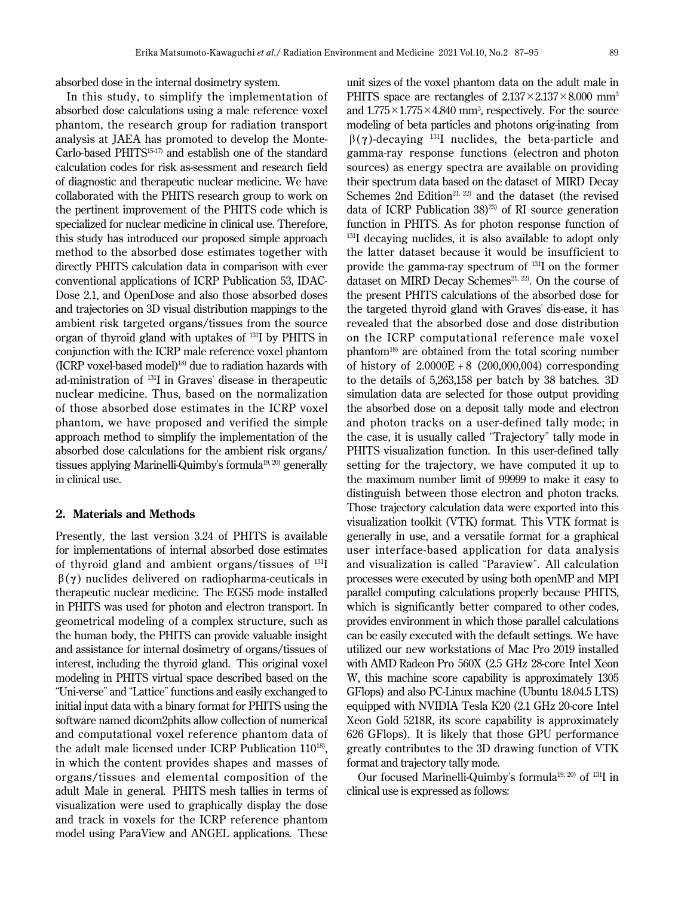absorbed dose in the internal dosimetry system.

In this study, to simplify the implementation of absorbed dose calculations using a male reference voxel phantom, the research group for radiation transport analysis at JAEA has promoted to develop the Monte-Carlo-based PHITS[15-17] and establish one of the standard calculation codes for risk as-sessment and research field of diagnostic and therapeutic nuclear medicine. We have collaborated with the PHITS research group to work on the pertinent improvement of the PHITS code which is specialized for nuclear medicine in clinical use. Therefore, this study has introduced our proposed simple approach method to the absorbed dose estimates together with directly PHITS calculation data in comparison with ever conventional applications of ICRP Publication 53, IDAC-Dose 2.1, and OpenDose and also those absorbed doses and trajectories on 3D visual distribution mappings to the ambient risk targeted organs/tissues from the source organ of thyroid gland with uptakes of $^{131}$I by PHITS in conjunction with the ICRP male reference voxel phantom (ICRP voxel-based model)[18] due to radiation hazards with ad-ministration of $^{131}$I in Graves' disease in therapeutic nuclear medicine. Thus, based on the normalization of those absorbed dose estimates in the ICRP voxel phantom, we have proposed and verified the simple approach method to simplify the implementation of the absorbed dose calculations for the ambient risk organs/tissues applying Marinelli-Quimby's formula[19, 20] generally in clinical use.

## 2. Materials and Methods

Presently, the last version 3.24 of PHITS is available for implementations of internal absorbed dose estimates of thyroid gland and ambient organs/tissues of $^{131}$I $\beta(\gamma)$ nuclides delivered on radiopharma-ceuticals in therapeutic nuclear medicine. The EGS5 mode installed in PHITS was used for photon and electron transport. In geometrical modeling of a complex structure, such as the human body, the PHITS can provide valuable insight and assistance for internal dosimetry of organs/tissues of interest, including the thyroid gland. This original voxel modeling in PHITS virtual space described based on the "Uni-verse" and "Lattice" functions and easily exchanged to initial input data with a binary format for PHITS using the software named dicom2phits allow collection of numerical and computational voxel reference phantom data of the adult male licensed under ICRP Publication 110[18], in which the content provides shapes and masses of organs/tissues and elemental composition of the adult Male in general. PHITS mesh tallies in terms of visualization were used to graphically display the dose and track in voxels for the ICRP reference phantom model using ParaView and ANGEL applications. These unit sizes of the voxel phantom data on the adult male in PHITS space are rectangles of $2.137 \times 2.137 \times 8.000$ mm$^3$ and $1.775 \times 1.775 \times 4.840$ mm$^3$, respectively. For the source modeling of beta particles and photons orig-inating from $\beta(\gamma)$-decaying $^{131}$I nuclides, the beta-particle and gamma-ray response functions (electron and photon sources) as energy spectra are available on providing their spectrum data based on the dataset of MIRD Decay Schemes 2nd Edition[21, 22] and the dataset (the revised data of ICRP Publication 38)[23] of RI source generation function in PHITS. As for photon response function of $^{131}$I decaying nuclides, it is also available to adopt only the latter dataset because it would be insufficient to provide the gamma-ray spectrum of $^{131}$I on the former dataset on MIRD Decay Schemes[21, 22]. On the course of the present PHITS calculations of the absorbed dose for the targeted thyroid gland with Graves' dis-ease, it has revealed that the absorbed dose and dose distribution on the ICRP computational reference male voxel phantom[18] are obtained from the total scoring number of history of 2.0000E + 8 (200,000,004) corresponding to the details of 5,263,158 per batch by 38 batches. 3D simulation data are selected for those output providing the absorbed dose on a deposit tally mode and electron and photon tracks on a user-defined tally mode; in the case, it is usually called "Trajectory" tally mode in PHITS visualization function. In this user-defined tally setting for the trajectory, we have computed it up to the maximum number limit of 99999 to make it easy to distinguish between those electron and photon tracks. Those trajectory calculation data were exported into this visualization toolkit (VTK) format. This VTK format is generally in use, and a versatile format for a graphical user interface-based application for data analysis and visualization is called "Paraview". All calculation processes were executed by using both openMP and MPI parallel computing calculations properly because PHITS, which is significantly better compared to other codes, provides environment in which those parallel calculations can be easily executed with the default settings. We have utilized our new workstations of Mac Pro 2019 installed with AMD Radeon Pro 560X (2.5 GHz 28-core Intel Xeon W, this machine score capability is approximately 1305 GFlops) and also PC-Linux machine (Ubuntu 18.04.5 LTS) equipped with NVIDIA Tesla K20 (2.1 GHz 20-core Intel Xeon Gold 5218R, its score capability is approximately 626 GFlops). It is likely that those GPU performance greatly contributes to the 3D drawing function of VTK format and trajectory tally mode.

Our focused Marinelli-Quimby's formula[19, 20] of $^{131}$I in clinical use is expressed as follows: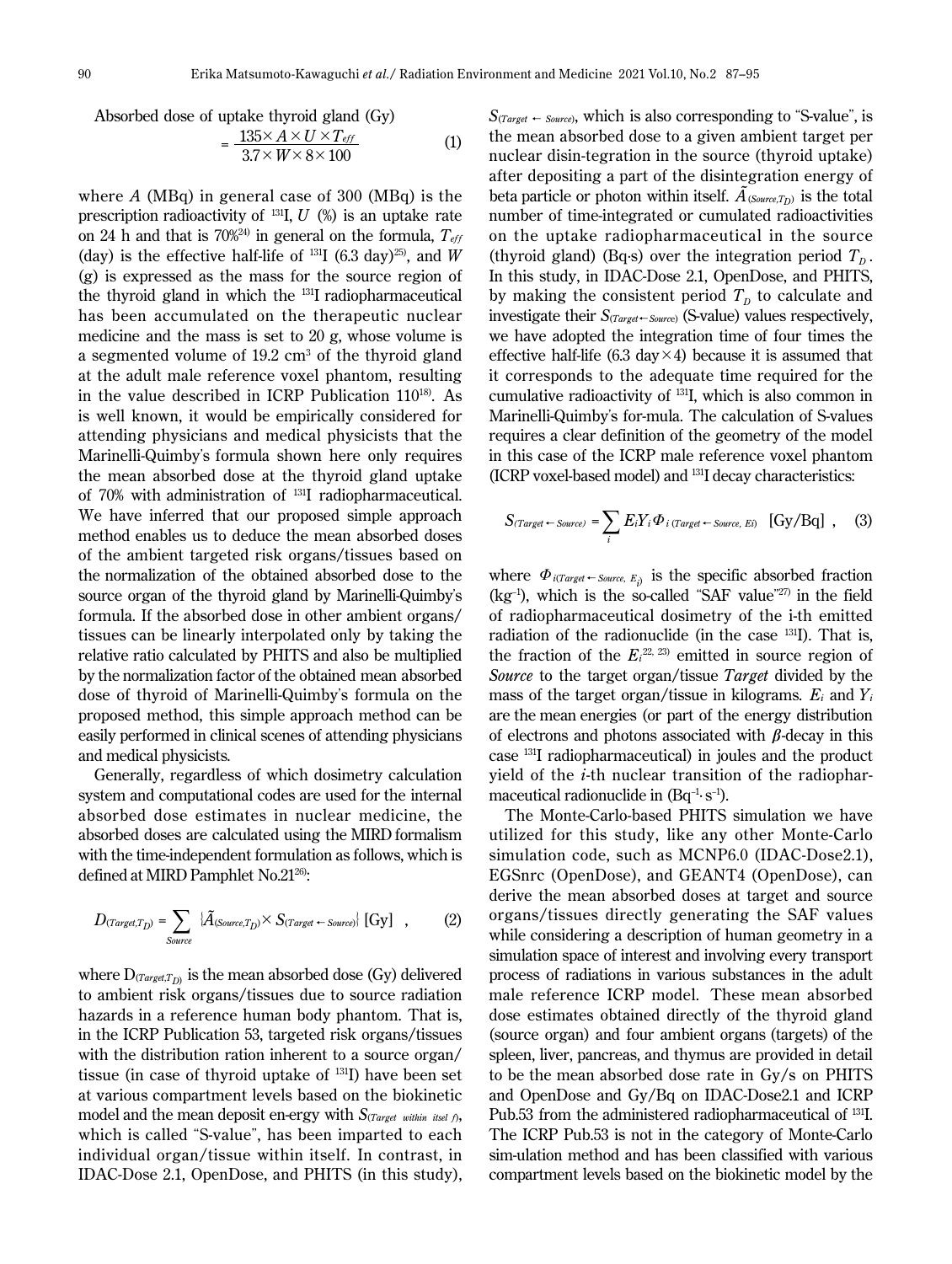Absorbed dose of uptake thyroid gland (Gy)

$$= \frac{135 \times A \times U \times T_{eff}}{3.7 \times W \times 8 \times 100} \quad (1)$$

where $A$ (MBq) in general case of 300 (MBq) is the prescription radioactivity of $^{131}$I, $U$ (%) is an uptake rate on 24 h and that is 70%[24] in general on the formula, $T_{eff}$ (day) is the effective half-life of $^{131}$I (6.3 day)[25], and $W$ (g) is expressed as the mass for the source region of the thyroid gland in which the $^{131}$I radiopharmaceutical has been accumulated on the therapeutic nuclear medicine and the mass is set to 20 g, whose volume is a segmented volume of 19.2 cm$^3$ of the thyroid gland at the adult male reference voxel phantom, resulting in the value described in ICRP Publication 110[18]. As is well known, it would be empirically considered for attending physicians and medical physicists that the Marinelli-Quimby's formula shown here only requires the mean absorbed dose at the thyroid gland uptake of 70% with administration of $^{131}$I radiopharmaceutical. We have inferred that our proposed simple approach method enables us to deduce the mean absorbed doses of the ambient targeted risk organs/tissues based on the normalization of the obtained absorbed dose to the source organ of the thyroid gland by Marinelli-Quimby's formula. If the absorbed dose in other ambient organs/tissues can be linearly interpolated only by taking the relative ratio calculated by PHITS and also be multiplied by the normalization factor of the obtained mean absorbed dose of thyroid of Marinelli-Quimby's formula on the proposed method, this simple approach method can be easily performed in clinical scenes of attending physicians and medical physicists.

Generally, regardless of which dosimetry calculation system and computational codes are used for the internal absorbed dose estimates in nuclear medicine, the absorbed doses are calculated using the MIRD formalism with the time-independent formulation as follows, which is defined at MIRD Pamphlet No.21[26]:

$$D_{(Target,T_D)} = \sum_{Source} \{\tilde{A}_{(Source,T_D)} \times S_{(Target \leftarrow Source)}\} \text{ [Gy]} \quad , \quad (2)$$

where $D_{(Target,T_D)}$ is the mean absorbed dose (Gy) delivered to ambient risk organs/tissues due to source radiation hazards in a reference human body phantom. That is, in the ICRP Publication 53, targeted risk organs/tissues with the distribution ration inherent to a source organ/tissue (in case of thyroid uptake of $^{131}$I) have been set at various compartment levels based on the biokinetic model and the mean deposit en-ergy with $S_{(Target\ within\ itself)}$, which is called "S-value", has been imparted to each individual organ/tissue within itself. In contrast, in IDAC-Dose 2.1, OpenDose, and PHITS (in this study), $S_{(Target \leftarrow Source)}$, which is also corresponding to "S-value", is the mean absorbed dose to a given ambient target per nuclear disin-tegration in the source (thyroid uptake) after depositing a part of the disintegration energy of beta particle or photon within itself. $\tilde{A}_{(Source,T_D)}$ is the total number of time-integrated or cumulated radioactivities on the uptake radiopharmaceutical in the source (thyroid gland) (Bq·s) over the integration period $T_D$. In this study, in IDAC-Dose 2.1, OpenDose, and PHITS, by making the consistent period $T_D$ to calculate and investigate their $S_{(Target \leftarrow Source)}$ (S-value) values respectively, we have adopted the integration time of four times the effective half-life (6.3 day×4) because it is assumed that it corresponds to the adequate time required for the cumulative radioactivity of $^{131}$I, which is also common in Marinelli-Quimby's for-mula. The calculation of S-values requires a clear definition of the geometry of the model in this case of the ICRP male reference voxel phantom (ICRP voxel-based model) and $^{131}$I decay characteristics:

$$S_{(Target \leftarrow Source)} = \sum_i E_i Y_i \Phi_{i\,(Target \leftarrow Source,\ Ei)} \text{ [Gy/Bq]} \quad , \quad (3)$$

where $\Phi_{i(Target \leftarrow Source,\ E_i)}$ is the specific absorbed fraction (kg$^{-1}$), which is the so-called "SAF value"[27] in the field of radiopharmaceutical dosimetry of the i-th emitted radiation of the radionuclide (in the case $^{131}$I). That is, the fraction of the $E_i$[22, 23] emitted in source region of *Source* to the target organ/tissue *Target* divided by the mass of the target organ/tissue in kilograms. $E_i$ and $Y_i$ are the mean energies (or part of the energy distribution of electrons and photons associated with $\beta$-decay in this case $^{131}$I radiopharmaceutical) in joules and the product yield of the $i$-th nuclear transition of the radiopharmaceutical radionuclide in (Bq$^{-1}$· s$^{-1}$).

The Monte-Carlo-based PHITS simulation we have utilized for this study, like any other Monte-Carlo simulation code, such as MCNP6.0 (IDAC-Dose2.1), EGSnrc (OpenDose), and GEANT4 (OpenDose), can derive the mean absorbed doses at target and source organs/tissues directly generating the SAF values while considering a description of human geometry in a simulation space of interest and involving every transport process of radiations in various substances in the adult male reference ICRP model. These mean absorbed dose estimates obtained directly of the thyroid gland (source organ) and four ambient organs (targets) of the spleen, liver, pancreas, and thymus are provided in detail to be the mean absorbed dose rate in Gy/s on PHITS and OpenDose and Gy/Bq on IDAC-Dose2.1 and ICRP Pub.53 from the administered radiopharmaceutical of $^{131}$I. The ICRP Pub.53 is not in the category of Monte-Carlo sim-ulation method and has been classified with various compartment levels based on the biokinetic model by the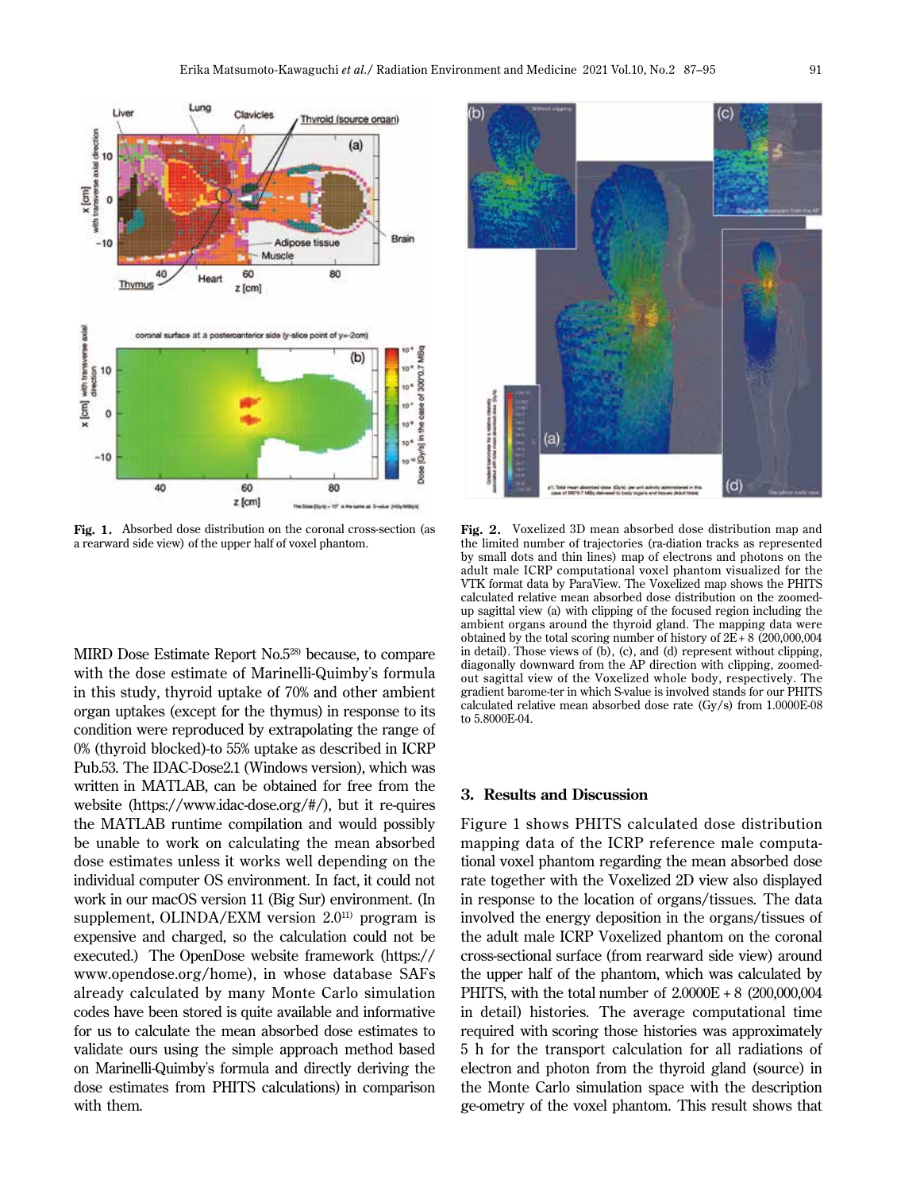**Fig. 1.** Absorbed dose distribution on the coronal cross-section (as a rearward side view) of the upper half of voxel phantom.

**Fig. 2.** Voxelized 3D mean absorbed dose distribution map and the limited number of trajectories (ra-diation tracks as represented by small dots and thin lines) map of electrons and photons on the adult male ICRP computational voxel phantom visualized for the VTK format data by ParaView. The Voxelized map shows the PHITS calculated relative mean absorbed dose distribution on the zoomed-up sagittal view (a) with clipping of the focused region including the ambient organs around the thyroid gland. The mapping data were obtained by the total scoring number of history of 2E + 8 (200,000,004 in detail). Those views of (b), (c), and (d) represent without clipping, diagonally downward from the AP direction with clipping, zoomed-out sagittal view of the Voxelized whole body, respectively. The gradient barome-ter in which S-value is involved stands for our PHITS calculated relative mean absorbed dose rate (Gy/s) from 1.0000E-08 to 5.8000E-04.

MIRD Dose Estimate Report No.5[28] because, to compare with the dose estimate of Marinelli-Quimby's formula in this study, thyroid uptake of 70% and other ambient organ uptakes (except for the thymus) in response to its condition were reproduced by extrapolating the range of 0% (thyroid blocked)-to 55% uptake as described in ICRP Pub.53. The IDAC-Dose2.1 (Windows version), which was written in MATLAB, can be obtained for free from the website (https://www.idac-dose.org/#/), but it re-quires the MATLAB runtime compilation and would possibly be unable to work on calculating the mean absorbed dose estimates unless it works well depending on the individual computer OS environment. In fact, it could not work in our macOS version 11 (Big Sur) environment. (In supplement, OLINDA/EXM version 2.0[11] program is expensive and charged, so the calculation could not be executed.) The OpenDose website framework (https://www.opendose.org/home), in whose database SAFs already calculated by many Monte Carlo simulation codes have been stored is quite available and informative for us to calculate the mean absorbed dose estimates to validate ours using the simple approach method based on Marinelli-Quimby's formula and directly deriving the dose estimates from PHITS calculations) in comparison with them.

## 3. Results and Discussion

Figure 1 shows PHITS calculated dose distribution mapping data of the ICRP reference male computational voxel phantom regarding the mean absorbed dose rate together with the Voxelized 2D view also displayed in response to the location of organs/tissues. The data involved the energy deposition in the organs/tissues of the adult male ICRP Voxelized phantom on the coronal cross-sectional surface (from rearward side view) around the upper half of the phantom, which was calculated by PHITS, with the total number of 2.0000E + 8 (200,000,004 in detail) histories. The average computational time required with scoring those histories was approximately 5 h for the transport calculation for all radiations of electron and photon from the thyroid gland (source) in the Monte Carlo simulation space with the description ge-ometry of the voxel phantom. This result shows that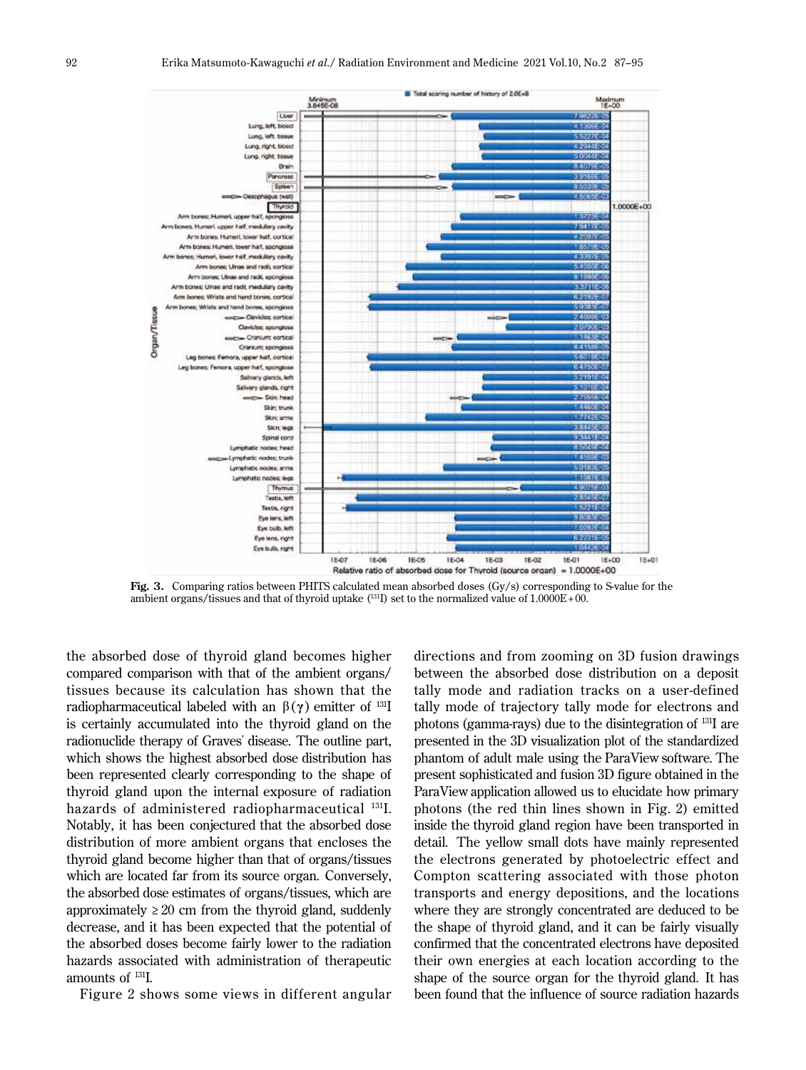Fig. 3. Comparing ratios between PHITS calculated mean absorbed doses (Gy/s) corresponding to S-value for the ambient organs/tissues and that of thyroid uptake ($^{131}$I) set to the normalized value of 1.0000E+00.

the absorbed dose of thyroid gland becomes higher compared comparison with that of the ambient organs/tissues because its calculation has shown that the radiopharmaceutical labeled with an β(γ) emitter of $^{131}$I is certainly accumulated into the thyroid gland on the radionuclide therapy of Graves' disease. The outline part, which shows the highest absorbed dose distribution has been represented clearly corresponding to the shape of thyroid gland upon the internal exposure of radiation hazards of administered radiopharmaceutical $^{131}$I. Notably, it has been conjectured that the absorbed dose distribution of more ambient organs that encloses the thyroid gland become higher than that of organs/tissues which are located far from its source organ. Conversely, the absorbed dose estimates of organs/tissues, which are approximately ≥ 20 cm from the thyroid gland, suddenly decrease, and it has been expected that the potential of the absorbed doses become fairly lower to the radiation hazards associated with administration of therapeutic amounts of $^{131}$I.

Figure 2 shows some views in different angular directions and from zooming on 3D fusion drawings between the absorbed dose distribution on a deposit tally mode and radiation tracks on a user-defined tally mode of trajectory tally mode for electrons and photons (gamma-rays) due to the disintegration of $^{131}$I are presented in the 3D visualization plot of the standardized phantom of adult male using the ParaView software. The present sophisticated and fusion 3D figure obtained in the ParaView application allowed us to elucidate how primary photons (the red thin lines shown in Fig. 2) emitted inside the thyroid gland region have been transported in detail. The yellow small dots have mainly represented the electrons generated by photoelectric effect and Compton scattering associated with those photon transports and energy depositions, and the locations where they are strongly concentrated are deduced to be the shape of thyroid gland, and it can be fairly visually confirmed that the concentrated electrons have deposited their own energies at each location according to the shape of the source organ for the thyroid gland. It has been found that the influence of source radiation hazards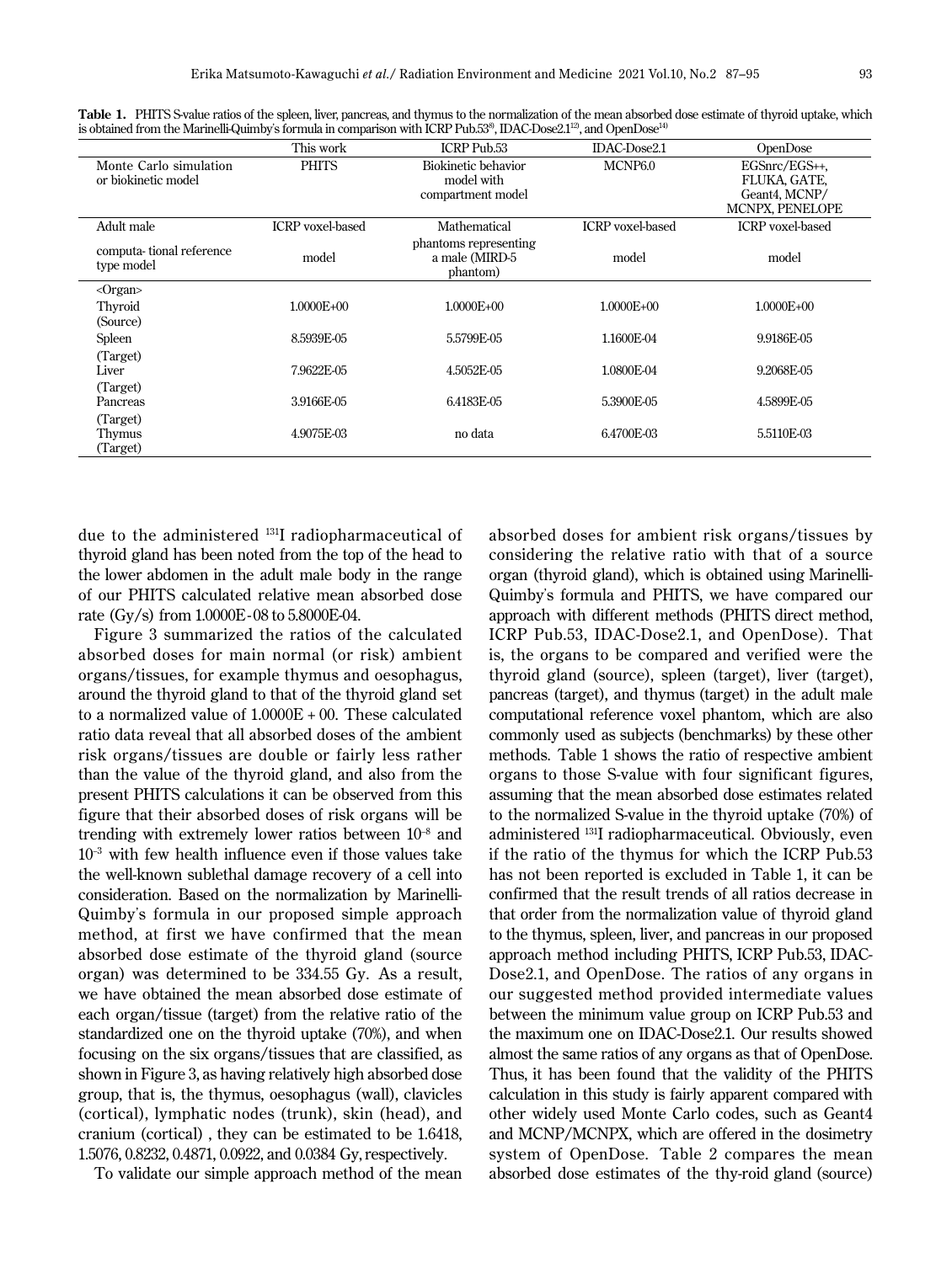**Table 1.** PHITS S-value ratios of the spleen, liver, pancreas, and thymus to the normalization of the mean absorbed dose estimate of thyroid uptake, which is obtained from the Marinelli-Quimby's formula in comparison with ICRP Pub.53[8], IDAC-Dose2.1[12], and OpenDose[14])

| | This work | ICRP Pub.53 | IDAC-Dose2.1 | OpenDose |
|---|---|---|---|---|
| Monte Carlo simulation or biokinetic model | PHITS | Biokinetic behavior model with compartment model | MCNP6.0 | EGSnrc/EGS++, FLUKA, GATE, Geant4, MCNP/MCNPX, PENELOPE |
| Adult male computa- tional reference type model | ICRP voxel-based model | Mathematical phantoms representing a male (MIRD-5 phantom) | ICRP voxel-based model | ICRP voxel-based model |
| <Organ> | | | | |
| Thyroid (Source) | 1.0000E+00 | 1.0000E+00 | 1.0000E+00 | 1.0000E+00 |
| Spleen (Target) | 8.5939E-05 | 5.5799E-05 | 1.1600E-04 | 9.9186E-05 |
| Liver (Target) | 7.9622E-05 | 4.5052E-05 | 1.0800E-04 | 9.2068E-05 |
| Pancreas (Target) | 3.9166E-05 | 6.4183E-05 | 5.3900E-05 | 4.5899E-05 |
| Thymus (Target) | 4.9075E-03 | no data | 6.4700E-03 | 5.5110E-03 |

due to the administered $^{131}I$ radiopharmaceutical of thyroid gland has been noted from the top of the head to the lower abdomen in the adult male body in the range of our PHITS calculated relative mean absorbed dose rate (Gy/s) from 1.0000E-08 to 5.8000E-04.

Figure 3 summarized the ratios of the calculated absorbed doses for main normal (or risk) ambient organs/tissues, for example thymus and oesophagus, around the thyroid gland to that of the thyroid gland set to a normalized value of 1.0000E + 00. These calculated ratio data reveal that all absorbed doses of the ambient risk organs/tissues are double or fairly less rather than the value of the thyroid gland, and also from the present PHITS calculations it can be observed from this figure that their absorbed doses of risk organs will be trending with extremely lower ratios between $10^{-8}$ and $10^{-3}$ with few health influence even if those values take the well-known sublethal damage recovery of a cell into consideration. Based on the normalization by Marinelli-Quimby's formula in our proposed simple approach method, at first we have confirmed that the mean absorbed dose estimate of the thyroid gland (source organ) was determined to be 334.55 Gy. As a result, we have obtained the mean absorbed dose estimate of each organ/tissue (target) from the relative ratio of the standardized one on the thyroid uptake (70%), and when focusing on the six organs/tissues that are classified, as shown in Figure 3, as having relatively high absorbed dose group, that is, the thymus, oesophagus (wall), clavicles (cortical), lymphatic nodes (trunk), skin (head), and cranium (cortical) , they can be estimated to be 1.6418, 1.5076, 0.8232, 0.4871, 0.0922, and 0.0384 Gy, respectively.

To validate our simple approach method of the mean absorbed doses for ambient risk organs/tissues by considering the relative ratio with that of a source organ (thyroid gland), which is obtained using Marinelli-Quimby's formula and PHITS, we have compared our approach with different methods (PHITS direct method, ICRP Pub.53, IDAC-Dose2.1, and OpenDose). That is, the organs to be compared and verified were the thyroid gland (source), spleen (target), liver (target), pancreas (target), and thymus (target) in the adult male computational reference voxel phantom, which are also commonly used as subjects (benchmarks) by these other methods. Table 1 shows the ratio of respective ambient organs to those S-value with four significant figures, assuming that the mean absorbed dose estimates related to the normalized S-value in the thyroid uptake (70%) of administered $^{131}I$ radiopharmaceutical. Obviously, even if the ratio of the thymus for which the ICRP Pub.53 has not been reported is excluded in Table 1, it can be confirmed that the result trends of all ratios decrease in that order from the normalization value of thyroid gland to the thymus, spleen, liver, and pancreas in our proposed approach method including PHITS, ICRP Pub.53, IDAC-Dose2.1, and OpenDose. The ratios of any organs in our suggested method provided intermediate values between the minimum value group on ICRP Pub.53 and the maximum one on IDAC-Dose2.1. Our results showed almost the same ratios of any organs as that of OpenDose. Thus, it has been found that the validity of the PHITS calculation in this study is fairly apparent compared with other widely used Monte Carlo codes, such as Geant4 and MCNP/MCNPX, which are offered in the dosimetry system of OpenDose. Table 2 compares the mean absorbed dose estimates of the thy-roid gland (source)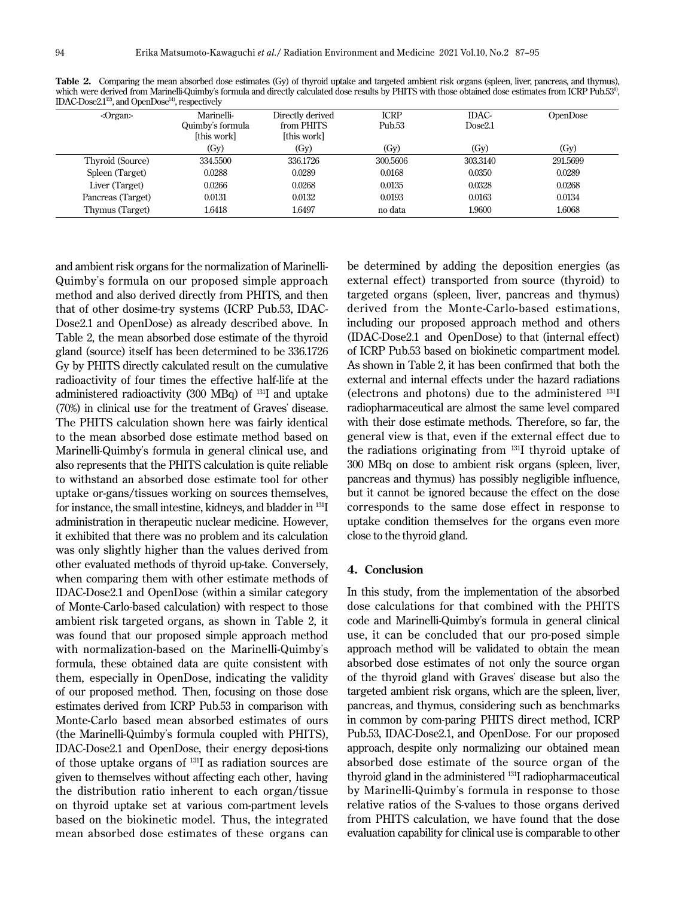**Table 2.** Comparing the mean absorbed dose estimates (Gy) of thyroid uptake and targeted ambient risk organs (spleen, liver, pancreas, and thymus), which were derived from Marinelli-Quimby's formula and directly calculated dose results by PHITS with those obtained dose estimates from ICRP Pub.53[9], IDAC-Dose2.1[12], and OpenDose[14], respectively

| <Organ> | Marinelli-Quimby's formula [this work] (Gy) | Directly derived from PHITS [this work] (Gy) | ICRP Pub.53 (Gy) | IDAC-Dose2.1 (Gy) | OpenDose (Gy) |
|---|---|---|---|---|---|
| Thyroid (Source) | 334.5500 | 336.1726 | 300.5606 | 303.3140 | 291.5699 |
| Spleen (Target) | 0.0288 | 0.0289 | 0.0168 | 0.0350 | 0.0289 |
| Liver (Target) | 0.0266 | 0.0268 | 0.0135 | 0.0328 | 0.0268 |
| Pancreas (Target) | 0.0131 | 0.0132 | 0.0193 | 0.0163 | 0.0134 |
| Thymus (Target) | 1.6418 | 1.6497 | no data | 1.9600 | 1.6068 |

and ambient risk organs for the normalization of Marinelli-Quimby's formula on our proposed simple approach method and also derived directly from PHITS, and then that of other dosime-try systems (ICRP Pub.53, IDAC-Dose2.1 and OpenDose) as already described above. In Table 2, the mean absorbed dose estimate of the thyroid gland (source) itself has been determined to be 336.1726 Gy by PHITS directly calculated result on the cumulative radioactivity of four times the effective half-life at the administered radioactivity (300 MBq) of $^{131}$I and uptake (70%) in clinical use for the treatment of Graves' disease. The PHITS calculation shown here was fairly identical to the mean absorbed dose estimate method based on Marinelli-Quimby's formula in general clinical use, and also represents that the PHITS calculation is quite reliable to withstand an absorbed dose estimate tool for other uptake or-gans/tissues working on sources themselves, for instance, the small intestine, kidneys, and bladder in $^{131}$I administration in therapeutic nuclear medicine. However, it exhibited that there was no problem and its calculation was only slightly higher than the values derived from other evaluated methods of thyroid up-take. Conversely, when comparing them with other estimate methods of IDAC-Dose2.1 and OpenDose (within a similar category of Monte-Carlo-based calculation) with respect to those ambient risk targeted organs, as shown in Table 2, it was found that our proposed simple approach method with normalization-based on the Marinelli-Quimby's formula, these obtained data are quite consistent with them, especially in OpenDose, indicating the validity of our proposed method. Then, focusing on those dose estimates derived from ICRP Pub.53 in comparison with Monte-Carlo based mean absorbed estimates of ours (the Marinelli-Quimby's formula coupled with PHITS), IDAC-Dose2.1 and OpenDose, their energy deposi-tions of those uptake organs of $^{131}$I as radiation sources are given to themselves without affecting each other, having the distribution ratio inherent to each organ/tissue on thyroid uptake set at various com-partment levels based on the biokinetic model. Thus, the integrated mean absorbed dose estimates of these organs can be determined by adding the deposition energies (as external effect) transported from source (thyroid) to targeted organs (spleen, liver, pancreas and thymus) derived from the Monte-Carlo-based estimations, including our proposed approach method and others (IDAC-Dose2.1 and OpenDose) to that (internal effect) of ICRP Pub.53 based on biokinetic compartment model. As shown in Table 2, it has been confirmed that both the external and internal effects under the hazard radiations (electrons and photons) due to the administered $^{131}$I radiopharmaceutical are almost the same level compared with their dose estimate methods. Therefore, so far, the general view is that, even if the external effect due to the radiations originating from $^{131}$I thyroid uptake of 300 MBq on dose to ambient risk organs (spleen, liver, pancreas and thymus) has possibly negligible influence, but it cannot be ignored because the effect on the dose corresponds to the same dose effect in response to uptake condition themselves for the organs even more close to the thyroid gland.

## 4. Conclusion

In this study, from the implementation of the absorbed dose calculations for that combined with the PHITS code and Marinelli-Quimby's formula in general clinical use, it can be concluded that our pro-posed simple approach method will be validated to obtain the mean absorbed dose estimates of not only the source organ of the thyroid gland with Graves' disease but also the targeted ambient risk organs, which are the spleen, liver, pancreas, and thymus, considering such as benchmarks in common by com-paring PHITS direct method, ICRP Pub.53, IDAC-Dose2.1, and OpenDose. For our proposed approach, despite only normalizing our obtained mean absorbed dose estimate of the source organ of the thyroid gland in the administered $^{131}$I radiopharmaceutical by Marinelli-Quimby's formula in response to those relative ratios of the S-values to those organs derived from PHITS calculation, we have found that the dose evaluation capability for clinical use is comparable to other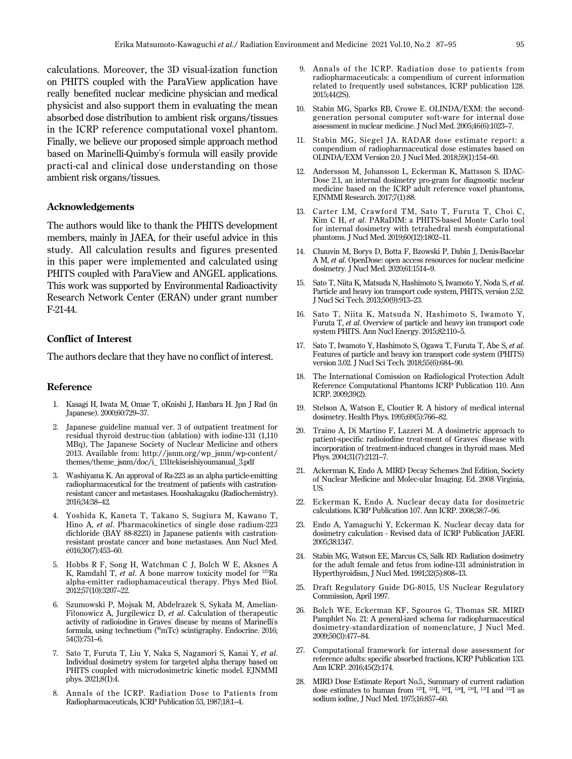calculations. Moreover, the 3D visual-ization function on PHITS coupled with the ParaView application have really benefited nuclear medicine physician and medical physicist and also support them in evaluating the mean absorbed dose distribution to ambient risk organs/tissues in the ICRP reference computational voxel phantom. Finally, we believe our proposed simple approach method based on Marinelli-Quimby's formula will easily provide practi-cal and clinical dose understanding on those ambient risk organs/tissues.

## Acknowledgements

The authors would like to thank the PHITS development members, mainly in JAEA, for their useful advice in this study. All calculation results and figures presented in this paper were implemented and calculated using PHITS coupled with ParaView and ANGEL applications. This work was supported by Environmental Radioactivity Research Network Center (ERAN) under grant number F-21-44.

## Conflict of Interest

The authors declare that they have no conflict of interest.

## Reference

1. Kasagi H, Iwata M, Omae T, oKnishi J, Hanbara H. Jpn J Rad (in Japanese). 2000;60:729–37.
2. Japanese guideline manual ver. 3 of outpatient treatment for residual thyroid destruc-tion (ablation) with iodine-131 (1,110 MBq), The Japanese Society of Nuclear Medicine and others 2013. Available from: http://jsnm.org/wp_jsnm/wp-content/themes/theme_jsnm/doc/i_ 131tekiseishiyoumanual_3.pdf
3. Washiyama K. An approval of Ra-223 as an alpha particle-emitting radiopharmaceutical for the treatment of patients with castration-resistant cancer and metastases. Houshakagaku (Radiochemistry). 2016;34:38–42.
4. Yoshida K, Kaneta T, Takano S, Sugiura M, Kawano T, Hino A, *et al*. Pharmacokinetics of single dose radium-223 dichloride (BAY 88-8223) in Japanese patients with castration-resistant prostate cancer and bone metastases. Ann Nucl Med. é016;30(7):453–60.
5. Hobbs R F, Song H, Watchman C J, Bolch W E, Aksnes A K, Ramdahl T, *et al*. A bone marrow toxicity model for $^{223}$Ra alpha-emitter radiophamaceutical therapy. Phys Med Biol. 2012;57(10):3207–22.
6. Szumowski P, Mojsak M, Abdelrazek S, Sykała M, Amelian-Fiłonowicz A, Jurgilewicz D, *et al*. Calculation of therapeutic activity of radioiodine in Graves' disease by means of Marinelli's formula, using technetium ($^{99}$mTc) scintigraphy. Endocrine. 2016; 54(3):751–6.
7. Sato T, Furuta T, Liu Y, Naka S, Nagamori S, Kanai Y, *et al*. Individual dosimetry system for targeted alpha therapy based on PHITS coupled with microdosimetric kinetic model. EJNMMI phys. 2021;8(1):4.
8. Annals of the ICRP. Radiation Dose to Patients from Radiopharmaceuticals, ICRP Publication 53, 1987;18:1–4.
9. Annals of the ICRP. Radiation dose to patients from radiopharmaceuticals: a compendium of current information related to frequently used substances, ICRP publication 128. 2015;44(2S).
10. Stabin MG, Sparks RB, Crowe E. OLINDA/EXM: the second-generation personal computer soft-ware for internal dose assessment in nuclear medicine. J Nucl Med. 2005;46(6):1023–7.
11. Stabin MG, Siegel JA. RADAR dose estimate report: a compendium of radiopharmaceutical dose estimates based on OLINDA/EXM Version 2.0. J Nucl Med. 2018;59(1):154–60.
12. Andersson M, Johansson L, Eckerman K, Mattsson S. IDAC-Dose 2.1, an internal dosimetry pro-gram for diagnostic nuclear medicine based on the ICRP adult reference voxel phantoms, EJNMMI Research. 2017;7(1):88.
13. Carter LM, Crawford TM, Sato T, Furuta T, Choi C, Kim C H, *et al*. PARaDIM: a PHITS-based Monte Carlo tool for internal dosimetry with tetrahedral mesh éomputational phantoms. J Nucl Med. 2019;60(12):1802–11.
14. Chauvin M, Borys D, Botta F, Bzowski P, Dabin J, Denis-Bacelar A M, *et al*. OpenDose: open access resources for nuclear medicine dosimetry. J Nucl Med. 2020;61:1514–9.
15. Sato T, Niita K, Matsuda N, Hashimoto S, Iwamoto Y, Noda S, *et al*. Particle and heavy ion transport code system, PHITS, version 2.52. J Nucl Sci Tech. 2013;50(9):913–23.
16. Sato T, Niita K, Matsuda N, Hashimoto S, Iwamoto Y, Furuta T, *et al*. Overview of particle and heavy ion transport code system PHITS. Ann Nucl Energy. 2015;82:110–5.
17. Sato T, Iwamoto Y, Hashimoto S, Ogawa T, Furuta T, Abe S, *et al*. Features of particle and heavy ion transport code system (PHITS) version 3.02. J Nucl Sci Tech. 2018;55(6):684–90.
18. The International Comission on Radiological Protection Adult Reference Computational Phantoms ICRP Publication 110. Ann ICRP. 2009;39(2).
19. Stelson A, Watson E, Cloutier R. A history of medical internal dosimetry. Health Phys. 1995;69(5):766–82.
20. Traino A, Di Martino F, Lazzeri M. A dosimetric approach to patient-specific radioiodine treat-ment of Graves' disease with incorporation of treatment-induced changes in thyroid mass. Med Phys. 2004;31(7):2121–7.
21. Ackerman K, Endo A. MIRD Decay Schemes 2nd Edition, Society of Nuclear Medicine and Molec-ular Imaging. Ed. 2008 Virginia, US.
22. Eckerman K, Endo A. Nuclear decay data for dosimetric calculations. ICRP Publication 107. Ann ICRP. 2008;38:7–96.
23. Endo A, Yamaguchi Y, Eckerman K. Nuclear decay data for dosimetry calculation - Revised data of ICRP Publication JAERI. 2005;38:1347.
24. Stabin MG, Watson EE, Marcus CS, Salk RD. Radiation dosimetry for the adult female and fetus from iodine-131 administration in Hyperthyroidism, J Nucl Med. 1991;32(5):808–13.
25. Draft Regulatory Guide DG-8015, US Nuclear Regulatory Commission, April 1997.
26. Bolch WE, Eckerman KF, Sgouros G, Thomas SR. MIRD Pamphlet No. 21: A general-ized schema for radiopharmaceutical dosimetry-standardization of nomenclature, J Nucl Med. 2009;50(3):477–84.
27. Computational framework for internal dose assessment for reference adults: specific absorbed fractions, ICRP Publication 133. Ann ICRP. 2016;45(2):174.
28. MIRD Dose Estimate Report No.5., Summary of current radiation dose estimates to human from $^{123}$I, $^{124}$I, $^{125}$I, $^{126}$I, $^{130}$I, $^{131}$I and $^{132}$I as sodium iodine, J Nucl Med. 1975;16:857–60.